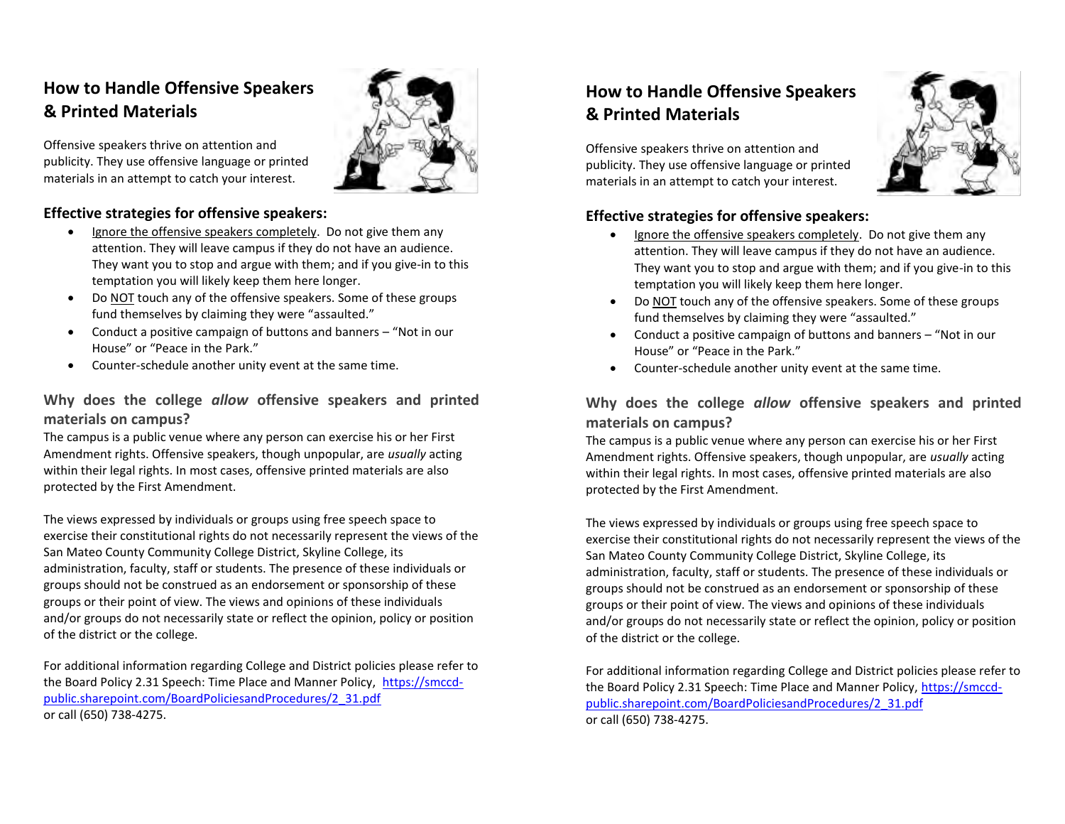# How to Handle Offensive Speakers & Printed Materials

Offensive speakers thrive on attention and publicity. They use offensive language or printed materials in an attempt to catch your interest.

### Effective strategies for offensive speakers:

- Ignore the offensive speakers completely. Do not give them any attention. They will leave campus if they do not have an audience. They want you to stop and argue with them; and if you give-in to this temptation you will likely keep them here longer.
- Do NOT touch any of the offensive speakers. Some of these groups fund themselves by claiming they were "assaulted."
- Conduct a positive campaign of buttons and banners – "Not in our House" or "Peace in the Park."
- Counter-schedule another unity event at the same time.

### Why does the college *allow* offensive speakers and printed materials on campus?

The campus is a public venue where any person can exercise his or her First Amendment rights. Offensive speakers, though unpopular, are *usually* acting within their legal rights. In most cases, offensive printed materials are also protected by the First Amendment.

The views expressed by individuals or groups using free speech space to exercise their constitutional rights do not necessarily represent the views of the San Mateo County Community College District, Skyline College, its administration, faculty, staff or students. The presence of these individuals or groups should not be construed as an endorsement or sponsorship of these groups or their point of view. The views and opinions of these individuals and/or groups do not necessarily state or reflect the opinion, policy or position of the district or the college.

For additional information regarding College and District policies please refer to the Board Policy 2.31 Speech: Time Place and Manner Policy, https://smccd-public.sharepoint.com/BoardPoliciesandProcedures/2_31.pdf or call (650) 738-4275.

# How to Handle Offensive Speakers & Printed Materials

Offensive speakers thrive on attention and publicity. They use offensive language or printed materials in an attempt to catch your interest.

### Effective strategies for offensive speakers:

- Ignore the offensive speakers completely. Do not give them any attention. They will leave campus if they do not have an audience. They want you to stop and argue with them; and if you give-in to this temptation you will likely keep them here longer.
- Do NOT touch any of the offensive speakers. Some of these groups fund themselves by claiming they were "assaulted."
- Conduct a positive campaign of buttons and banners – "Not in our House" or "Peace in the Park."
- Counter-schedule another unity event at the same time.

### Why does the college *allow* offensive speakers and printed materials on campus?

The campus is a public venue where any person can exercise his or her First Amendment rights. Offensive speakers, though unpopular, are *usually* acting within their legal rights. In most cases, offensive printed materials are also protected by the First Amendment.

The views expressed by individuals or groups using free speech space to exercise their constitutional rights do not necessarily represent the views of the San Mateo County Community College District, Skyline College, its administration, faculty, staff or students. The presence of these individuals or groups should not be construed as an endorsement or sponsorship of these groups or their point of view. The views and opinions of these individuals and/or groups do not necessarily state or reflect the opinion, policy or position of the district or the college.

For additional information regarding College and District policies please refer to the Board Policy 2.31 Speech: Time Place and Manner Policy, https://smccd-public.sharepoint.com/BoardPoliciesandProcedures/2_31.pdf or call (650) 738-4275.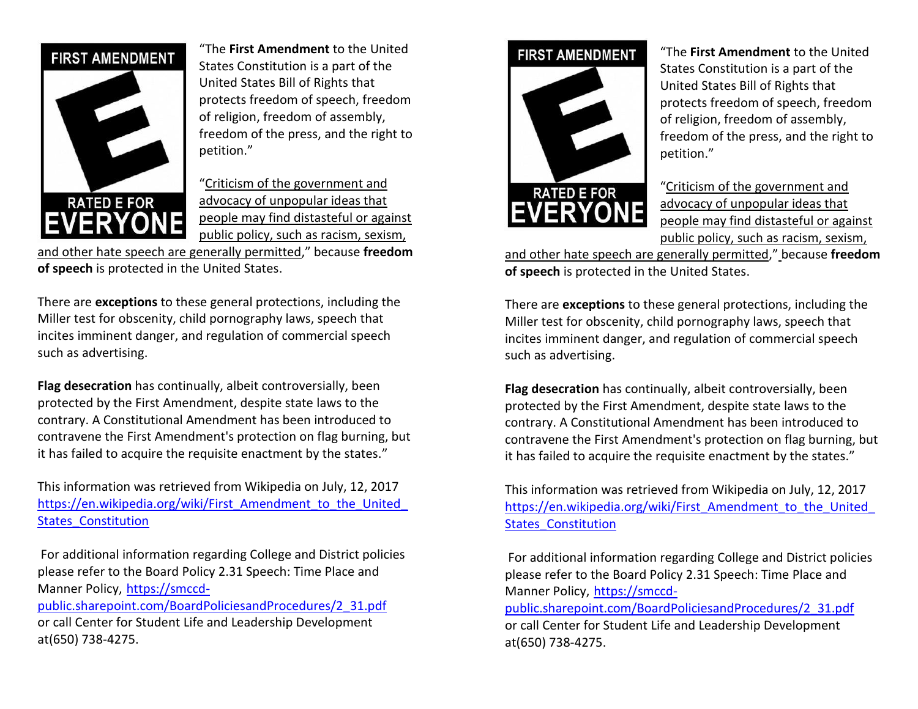FIRST AMENDMENT

RATED E FOR EVERYONE

"The **First Amendment** to the United States Constitution is a part of the United States Bill of Rights that protects freedom of speech, freedom of religion, freedom of assembly, freedom of the press, and the right to petition."

"Criticism of the government and advocacy of unpopular ideas that people may find distasteful or against public policy, such as racism, sexism, and other hate speech are generally permitted," because **freedom of speech** is protected in the United States.

There are **exceptions** to these general protections, including the Miller test for obscenity, child pornography laws, speech that incites imminent danger, and regulation of commercial speech such as advertising.

**Flag desecration** has continually, albeit controversially, been protected by the First Amendment, despite state laws to the contrary. A Constitutional Amendment has been introduced to contravene the First Amendment's protection on flag burning, but it has failed to acquire the requisite enactment by the states."

This information was retrieved from Wikipedia on July, 12, 2017 [https://en.wikipedia.org/wiki/First_Amendment_to_the_United_States_Constitution](https://en.wikipedia.org/wiki/First_Amendment_to_the_United_States_Constitution)

For additional information regarding College and District policies please refer to the Board Policy 2.31 Speech: Time Place and Manner Policy, [https://smccd-public.sharepoint.com/BoardPoliciesandProcedures/2_31.pdf](https://smccd-public.sharepoint.com/BoardPoliciesandProcedures/2_31.pdf) or call Center for Student Life and Leadership Development at(650) 738-4275.

FIRST AMENDMENT

RATED E FOR EVERYONE

"The **First Amendment** to the United States Constitution is a part of the United States Bill of Rights that protects freedom of speech, freedom of religion, freedom of assembly, freedom of the press, and the right to petition."

"Criticism of the government and advocacy of unpopular ideas that people may find distasteful or against public policy, such as racism, sexism, and other hate speech are generally permitted," because **freedom of speech** is protected in the United States.

There are **exceptions** to these general protections, including the Miller test for obscenity, child pornography laws, speech that incites imminent danger, and regulation of commercial speech such as advertising.

**Flag desecration** has continually, albeit controversially, been protected by the First Amendment, despite state laws to the contrary. A Constitutional Amendment has been introduced to contravene the First Amendment's protection on flag burning, but it has failed to acquire the requisite enactment by the states."

This information was retrieved from Wikipedia on July, 12, 2017 [https://en.wikipedia.org/wiki/First_Amendment_to_the_United_States_Constitution](https://en.wikipedia.org/wiki/First_Amendment_to_the_United_States_Constitution)

For additional information regarding College and District policies please refer to the Board Policy 2.31 Speech: Time Place and Manner Policy, [https://smccd-public.sharepoint.com/BoardPoliciesandProcedures/2_31.pdf](https://smccd-public.sharepoint.com/BoardPoliciesandProcedures/2_31.pdf) or call Center for Student Life and Leadership Development at(650) 738-4275.